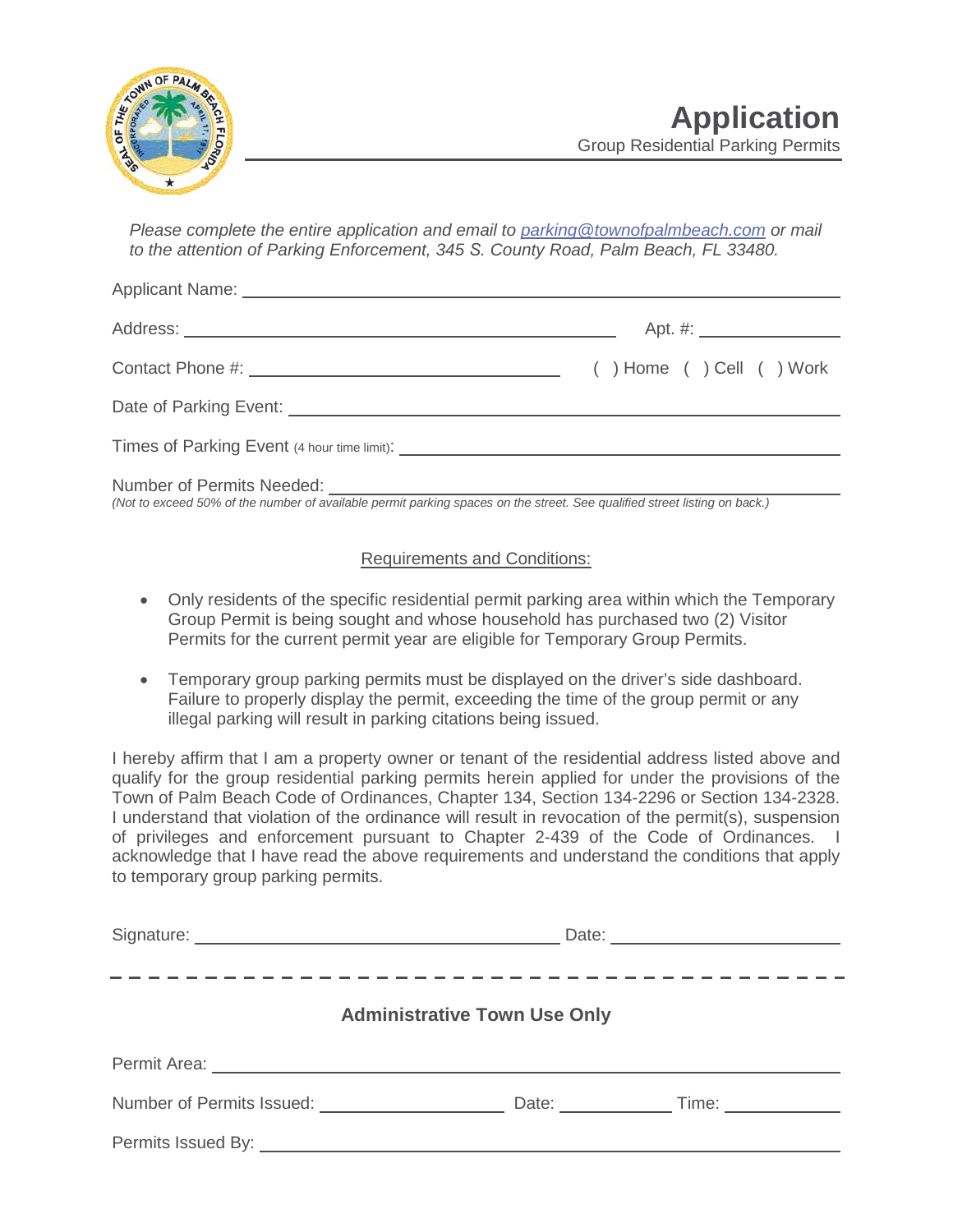# Application

Group Residential Parking Permits

*Please complete the entire application and email to parking@townofpalmbeach.com or mail to the attention of Parking Enforcement, 345 S. County Road, Palm Beach, FL 33480.*

Applicant Name: ______________________________

Address: ______________________________ Apt. #: __________

Contact Phone #: ______________________ ( ) Home ( ) Cell ( ) Work

Date of Parking Event: ______________________________

Times of Parking Event (4 hour time limit): ______________________________

Number of Permits Needed: ______________________________

*(Not to exceed 50% of the number of available permit parking spaces on the street. See qualified street listing on back.)*

## Requirements and Conditions:

- Only residents of the specific residential permit parking area within which the Temporary Group Permit is being sought and whose household has purchased two (2) Visitor Permits for the current permit year are eligible for Temporary Group Permits.
- Temporary group parking permits must be displayed on the driver's side dashboard. Failure to properly display the permit, exceeding the time of the group permit or any illegal parking will result in parking citations being issued.

I hereby affirm that I am a property owner or tenant of the residential address listed above and qualify for the group residential parking permits herein applied for under the provisions of the Town of Palm Beach Code of Ordinances, Chapter 134, Section 134-2296 or Section 134-2328. I understand that violation of the ordinance will result in revocation of the permit(s), suspension of privileges and enforcement pursuant to Chapter 2-439 of the Code of Ordinances. I acknowledge that I have read the above requirements and understand the conditions that apply to temporary group parking permits.

Signature: ______________________ Date: ______________

---

## Administrative Town Use Only

Permit Area: ______________________________

Number of Permits Issued: ____________ Date: __________ Time: __________

Permits Issued By: ______________________________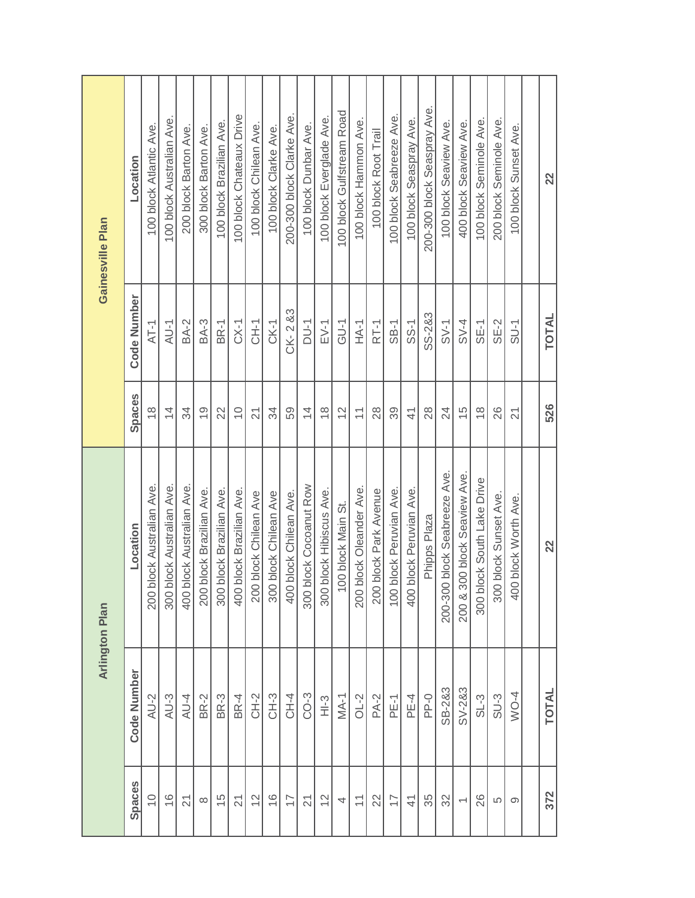| Arlington Plan | | | Gainesville Plan | | |
|---|---|---|---|---|---|
| Spaces | Code Number | Location | Spaces | Code Number | Location |
| 10 | AU-2 | 200 block Australian Ave. | 18 | AT-1 | 100 block Atlantic Ave. |
| 16 | AU-3 | 300 block Australian Ave. | 14 | AU-1 | 100 block Australian Ave. |
| 21 | AU-4 | 400 block Australian Ave. | 34 | BA-2 | 200 block Barton Ave. |
| 8 | BR-2 | 200 block Brazilian Ave. | 19 | BA-3 | 300 block Barton Ave. |
| 15 | BR-3 | 300 block Brazilian Ave. | 22 | BR-1 | 100 block Brazilian Ave. |
| 21 | BR-4 | 400 block Brazilian Ave. | 10 | CX-1 | 100 block Chateaux Drive |
| 12 | CH-2 | 200 block Chilean Ave | 21 | CH-1 | 100 block Chilean Ave. |
| 16 | CH-3 | 300 block Chilean Ave | 34 | CK-1 | 100 block Clarke Ave. |
| 17 | CH-4 | 400 block Chilean Ave. | 59 | CK- 2 &3 | 200-300 block Clarke Ave. |
| 21 | CO-3 | 300 block Cocoanut Row | 14 | DU-1 | 100 block Dunbar Ave. |
| 12 | HI-3 | 300 block Hibiscus Ave. | 18 | EV-1 | 100 block Everglade Ave. |
| 4 | MA-1 | 100 block Main St. | 12 | GU-1 | 100 block Gulfstream Road |
| 11 | OL-2 | 200 block Oleander Ave. | 11 | HA-1 | 100 block Hammon Ave. |
| 22 | PA-2 | 200 block Park Avenue | 28 | RT-1 | 100 block Root Trail |
| 17 | PE-1 | 100 block Peruvian Ave. | 39 | SB-1 | 100 block Seabreeze Ave. |
| 41 | PE-4 | 400 block Peruvian Ave. | 41 | SS-1 | 100 block Seaspray Ave. |
| 35 | PP-0 | Phipps Plaza | 28 | SS-2&3 | 200-300 block Seaspray Ave. |
| 32 | SB-2&3 | 200-300 block Seabreeze Ave. | 24 | SV-1 | 100 block Seaview Ave. |
| 1 | SV-2&3 | 200 & 300 block Seaview Ave. | 15 | SV-4 | 400 block Seaview Ave. |
| 26 | SL-3 | 300 block South Lake Drive | 18 | SE-1 | 100 block Seminole Ave. |
| 5 | SU-3 | 300 block Sunset Ave. | 26 | SE-2 | 200 block Seminole Ave. |
| 9 | WO-4 | 400 block Worth Ave. | 21 | SU-1 | 100 block Sunset Ave. |
| | | | | | |
| **372** | **TOTAL** | **22** | **526** | **TOTAL** | **22** |